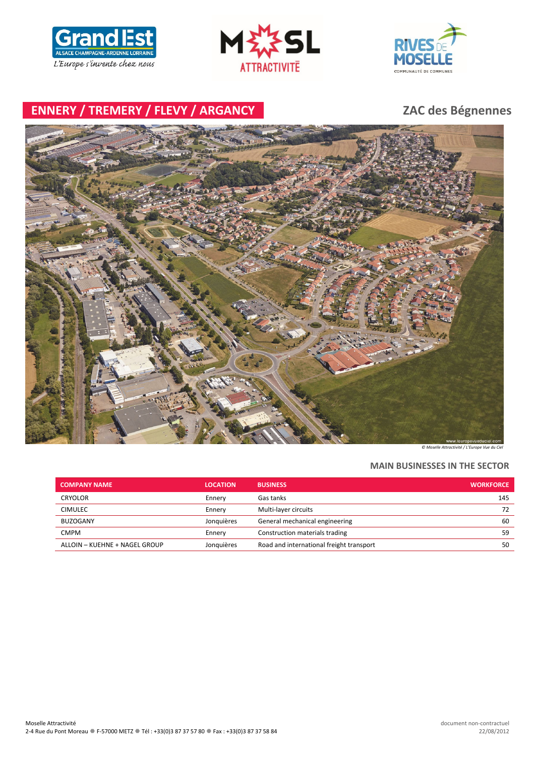# ENNERY / TREMERY / FLEVY / ARGANCY

## ZAC des Bégnennes

www.leuropevueduciel.com
© Moselle Attractivité / L'Europe Vue du Ciel

### MAIN BUSINESSES IN THE SECTOR

| COMPANY NAME | LOCATION | BUSINESS | WORKFORCE |
|---|---|---|---|
| CRYOLOR | Ennery | Gas tanks | 145 |
| CIMULEC | Ennery | Multi-layer circuits | 72 |
| BUZOGANY | Jonquières | General mechanical engineering | 60 |
| CMPM | Ennery | Construction materials trading | 59 |
| ALLOIN – KUEHNE + NAGEL GROUP | Jonquières | Road and international freight transport | 50 |

Moselle Attractivité
2-4 Rue du Pont Moreau ● F-57000 METZ ● Tél : +33(0)3 87 37 57 80 ● Fax : +33(0)3 87 37 58 84

document non-contractuel
22/08/2012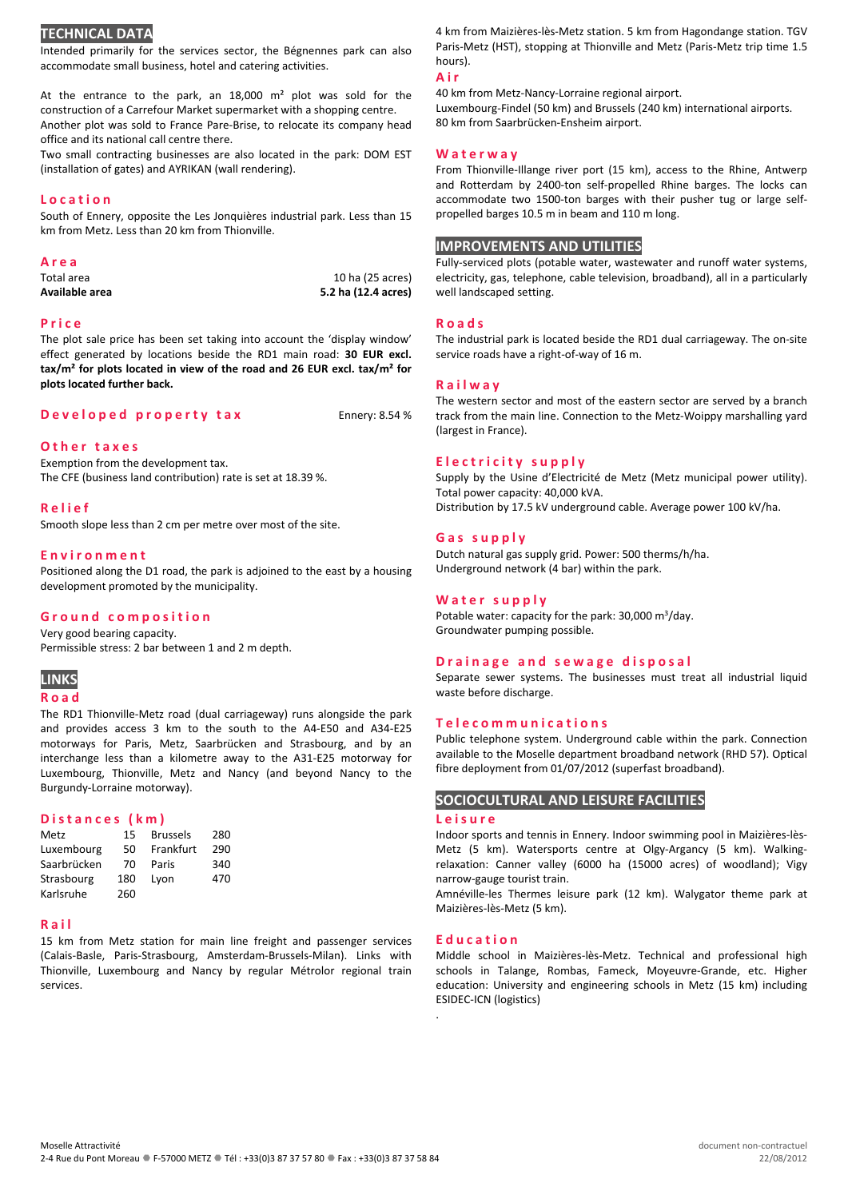## TECHNICAL DATA

Intended primarily for the services sector, the Bégnennes park can also accommodate small business, hotel and catering activities.

At the entrance to the park, an 18,000 m² plot was sold for the construction of a Carrefour Market supermarket with a shopping centre.
Another plot was sold to France Pare-Brise, to relocate its company head office and its national call centre there.
Two small contracting businesses are also located in the park: DOM EST (installation of gates) and AYRIKAN (wall rendering).

### Location

South of Ennery, opposite the Les Jonquières industrial park. Less than 15 km from Metz. Less than 20 km from Thionville.

### Area

| | |
|---|---|
| Total area | 10 ha (25 acres) |
| **Available area** | **5.2 ha (12.4 acres)** |

### Price

The plot sale price has been set taking into account the 'display window' effect generated by locations beside the RD1 main road: **30 EUR excl. tax/m² for plots located in view of the road and 26 EUR excl. tax/m² for plots located further back.**

### Developed property tax

Ennery: 8.54 %

### Other taxes

Exemption from the development tax.
The CFE (business land contribution) rate is set at 18.39 %.

### Relief

Smooth slope less than 2 cm per metre over most of the site.

### Environment

Positioned along the D1 road, the park is adjoined to the east by a housing development promoted by the municipality.

### Ground composition

Very good bearing capacity.
Permissible stress: 2 bar between 1 and 2 m depth.

## LINKS

### Road

The RD1 Thionville-Metz road (dual carriageway) runs alongside the park and provides access 3 km to the south to the A4-E50 and A34-E25 motorways for Paris, Metz, Saarbrücken and Strasbourg, and by an interchange less than a kilometre away to the A31-E25 motorway for Luxembourg, Thionville, Metz and Nancy (and beyond Nancy to the Burgundy-Lorraine motorway).

### Distances (km)

| | | | |
|---|---|---|---|
| Metz | 15 | Brussels | 280 |
| Luxembourg | 50 | Frankfurt | 290 |
| Saarbrücken | 70 | Paris | 340 |
| Strasbourg | 180 | Lyon | 470 |
| Karlsruhe | 260 | | |

### Rail

15 km from Metz station for main line freight and passenger services (Calais-Basle, Paris-Strasbourg, Amsterdam-Brussels-Milan). Links with Thionville, Luxembourg and Nancy by regular Métrolor regional train services.

4 km from Maizières-lès-Metz station. 5 km from Hagondange station. TGV Paris-Metz (HST), stopping at Thionville and Metz (Paris-Metz trip time 1.5 hours).

### Air

40 km from Metz-Nancy-Lorraine regional airport.
Luxembourg-Findel (50 km) and Brussels (240 km) international airports.
80 km from Saarbrücken-Ensheim airport.

### Waterway

From Thionville-Illange river port (15 km), access to the Rhine, Antwerp and Rotterdam by 2400-ton self-propelled Rhine barges. The locks can accommodate two 1500-ton barges with their pusher tug or large self-propelled barges 10.5 m in beam and 110 m long.

## IMPROVEMENTS AND UTILITIES

Fully-serviced plots (potable water, wastewater and runoff water systems, electricity, gas, telephone, cable television, broadband), all in a particularly well landscaped setting.

### Roads

The industrial park is located beside the RD1 dual carriageway. The on-site service roads have a right-of-way of 16 m.

### Railway

The western sector and most of the eastern sector are served by a branch track from the main line. Connection to the Metz-Woippy marshalling yard (largest in France).

### Electricity supply

Supply by the Usine d'Electricité de Metz (Metz municipal power utility).
Total power capacity: 40,000 kVA.
Distribution by 17.5 kV underground cable. Average power 100 kV/ha.

### Gas supply

Dutch natural gas supply grid. Power: 500 therms/h/ha.
Underground network (4 bar) within the park.

### Water supply

Potable water: capacity for the park: 30,000 m³/day.
Groundwater pumping possible.

### Drainage and sewage disposal

Separate sewer systems. The businesses must treat all industrial liquid waste before discharge.

### Telecommunications

Public telephone system. Underground cable within the park. Connection available to the Moselle department broadband network (RHD 57). Optical fibre deployment from 01/07/2012 (superfast broadband).

## SOCIOCULTURAL AND LEISURE FACILITIES

### Leisure

Indoor sports and tennis in Ennery. Indoor swimming pool in Maizières-lès-Metz (5 km). Watersports centre at Olgy-Argancy (5 km). Walking-relaxation: Canner valley (6000 ha (15000 acres) of woodland); Vigy narrow-gauge tourist train.

Amnéville-les Thermes leisure park (12 km). Walygator theme park at Maizières-lès-Metz (5 km).

### Education

Middle school in Maizières-lès-Metz. Technical and professional high schools in Talange, Rombas, Fameck, Moyeuvre-Grande, etc. Higher education: University and engineering schools in Metz (15 km) including ESIDEC-ICN (logistics)

Moselle Attractivité
2-4 Rue du Pont Moreau ● F-57000 METZ ● Tél : +33(0)3 87 37 57 80 ● Fax : +33(0)3 87 37 58 84

document non-contractuel
22/08/2012